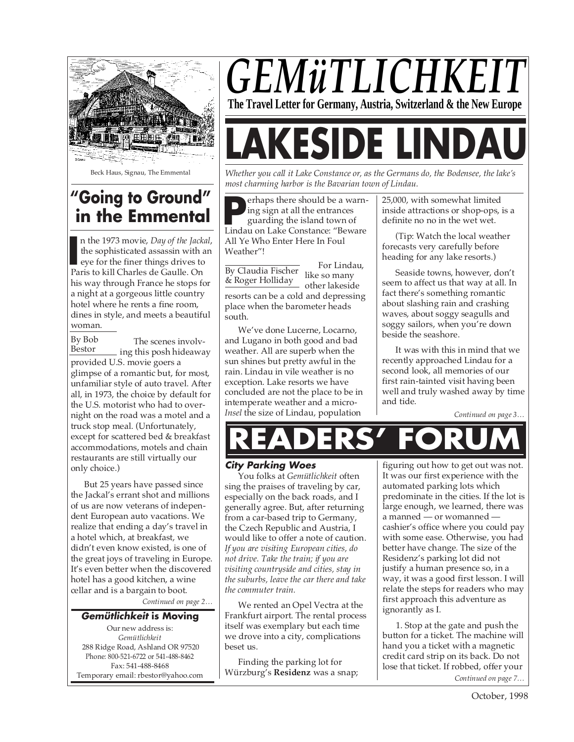# GEMüTLICHKEIT

**The Travel Letter for Germany, Austria, Switzerland & the New Europe**

October, 1998

Beck Haus, Signau, The Emmental

## "Going to Ground" in the Emmental

By Bob Bestor

In the 1973 movie, *Day of the Jackal*, the sophisticated assassin with an eye for the finer things drives to Paris to kill Charles de Gaulle. On his way through France he stops for a night at a gorgeous little country hotel where he rents a fine room, dines in style, and meets a beautiful woman.

The scenes involving this posh hideaway provided U.S. movie goers a glimpse of a romantic but, for most, unfamiliar style of auto travel. After all, in 1973, the choice by default for the U.S. motorist who had to overnight on the road was a motel and a truck stop meal. (Unfortunately, except for scattered bed & breakfast accommodations, motels and chain restaurants are still virtually our only choice.)

But 25 years have passed since the Jackal's errant shot and millions of us are now veterans of independent European auto vacations. We realize that ending a day's travel in a hotel which, at breakfast, we didn't even know existed, is one of the great joys of traveling in Europe. It's even better when the discovered hotel has a good kitchen, a wine cellar and is a bargain to boot.

*Continued on page 2…*

### *Gemütlichkeit* is Moving

Our new address is:
*Gemütlichkeit*
288 Ridge Road, Ashland OR 97520
Phone: 800-521-6722 or 541-488-8462
Fax: 541-488-8468
Temporary email: rbestor@yahoo.com

# LAKESIDE LINDAU

*Whether you call it Lake Constance or, as the Germans do, the Bodensee, the lake's most charming harbor is the Bavarian town of Lindau.*

By Claudia Fischer & Roger Holliday

Perhaps there should be a warning sign at all the entrances guarding the island town of Lindau on Lake Constance: "Beware All Ye Who Enter Here In Foul Weather"!

For Lindau, like so many other lakeside resorts can be a cold and depressing place when the barometer heads south.

We've done Lucerne, Locarno, and Lugano in both good and bad weather. All are superb when the sun shines but pretty awful in the rain. Lindau in vile weather is no exception. Lake resorts we have concluded are not the place to be in intemperate weather and a micro-*Insel* the size of Lindau, population 25,000, with somewhat limited inside attractions or shop-ops, is a definite no no in the wet wet.

(Tip: Watch the local weather forecasts very carefully before heading for any lake resorts.)

Seaside towns, however, don't seem to affect us that way at all. In fact there's something romantic about slashing rain and crashing waves, about soggy seagulls and soggy sailors, when you're down beside the seashore.

It was with this in mind that we recently approached Lindau for a second look, all memories of our first rain-tainted visit having been well and truly washed away by time and tide.

*Continued on page 3…*

# READERS' FORUM

### *City Parking Woes*

You folks at *Gemütlichkeit* often sing the praises of traveling by car, especially on the back roads, and I generally agree. But, after returning from a car-based trip to Germany, the Czech Republic and Austria, I would like to offer a note of caution. *If you are visiting European cities, do not drive. Take the train; if you are visiting countryside and cities, stay in the suburbs, leave the car there and take the commuter train.*

We rented an Opel Vectra at the Frankfurt airport. The rental process itself was exemplary but each time we drove into a city, complications beset us.

Finding the parking lot for Würzburg's **Residenz** was a snap; figuring out how to get out was not. It was our first experience with the automated parking lots which predominate in the cities. If the lot is large enough, we learned, there was a manned — or womanned — cashier's office where you could pay with some ease. Otherwise, you had better have change. The size of the Residenz's parking lot did not justify a human presence so, in a way, it was a good first lesson. I will relate the steps for readers who may first approach this adventure as ignorantly as I.

1. Stop at the gate and push the button for a ticket. The machine will hand you a ticket with a magnetic credit card strip on its back. Do not lose that ticket. If robbed, offer your

*Continued on page 7…*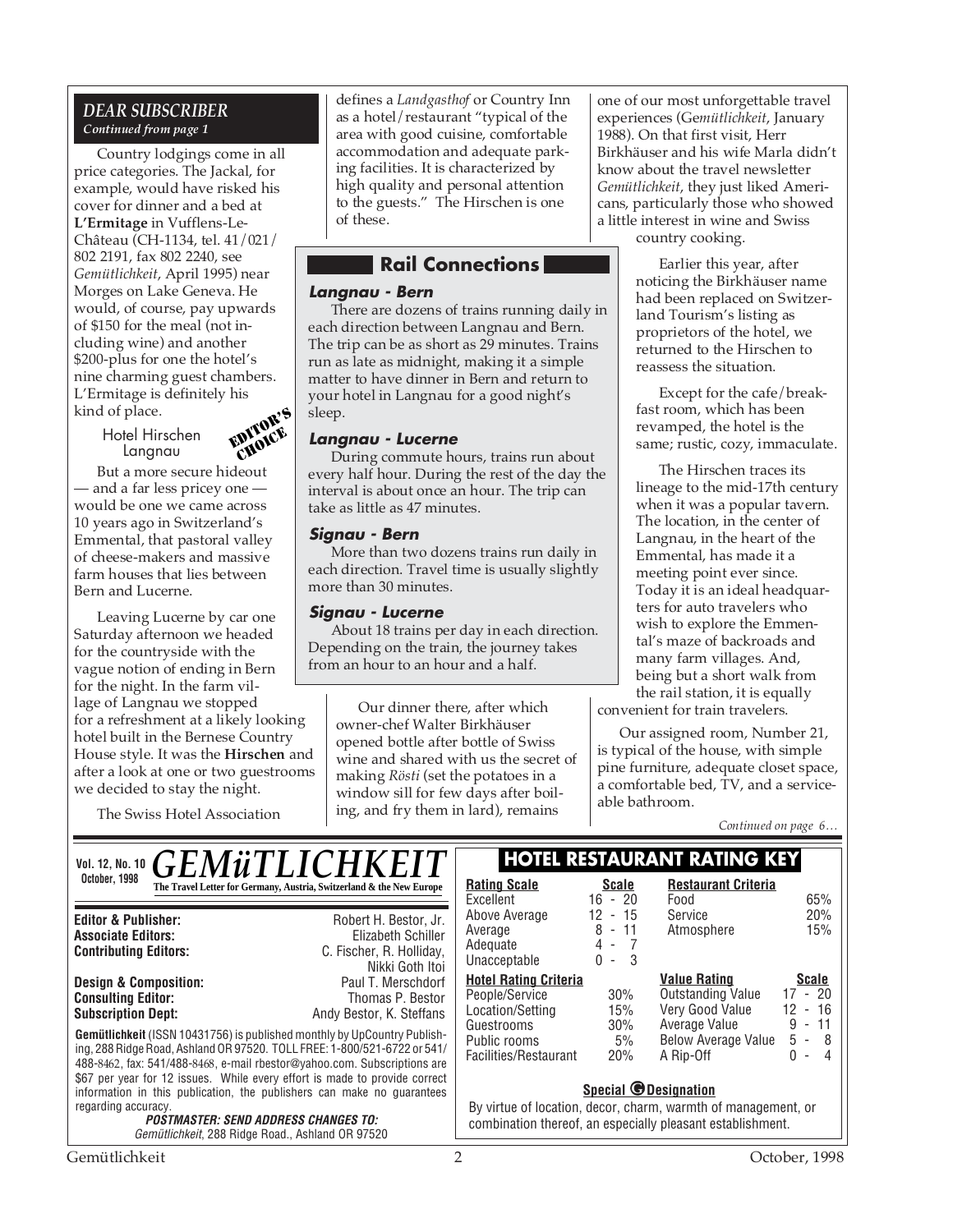## DEAR SUBSCRIBER

*Continued from page 1*

Country lodgings come in all price categories. The Jackal, for example, would have risked his cover for dinner and a bed at **L'Ermitage** in Vufflens-Le-Château (CH-1134, tel. 41/021/802 2191, fax 802 2240, see *Gemütlichkeit*, April 1995) near Morges on Lake Geneva. He would, of course, pay upwards of $150 for the meal (not including wine) and another $200-plus for one the hotel's nine charming guest chambers. L'Ermitage is definitely his kind of place.

### Hotel Hirschen Langnau

EDITOR'S CHOICE

But a more secure hideout — and a far less pricey one — would be one we came across 10 years ago in Switzerland's Emmental, that pastoral valley of cheese-makers and massive farm houses that lies between Bern and Lucerne.

Leaving Lucerne by car one Saturday afternoon we headed for the countryside with the vague notion of ending in Bern for the night. In the farm village of Langnau we stopped for a refreshment at a likely looking hotel built in the Bernese Country House style. It was the **Hirschen** and after a look at one or two guestrooms we decided to stay the night.

The Swiss Hotel Association defines a *Landgasthof* or Country Inn as a hotel/restaurant "typical of the area with good cuisine, comfortable accommodation and adequate parking facilities. It is characterized by high quality and personal attention to the guests." The Hirschen is one of these.

Our dinner there, after which owner-chef Walter Birkhäuser opened bottle after bottle of Swiss wine and shared with us the secret of making *Rösti* (set the potatoes in a window sill for few days after boiling, and fry them in lard), remains one of our most unforgettable travel experiences (*Gemütlichkeit*, January 1988). On that first visit, Herr Birkhäuser and his wife Marla didn't know about the travel newsletter *Gemütlichkeit*, they just liked Americans, particularly those who showed a little interest in wine and Swiss country cooking.

Earlier this year, after noticing the Birkhäuser name had been replaced on Switzerland Tourism's listing as proprietors of the hotel, we returned to the Hirschen to reassess the situation.

Except for the cafe/breakfast room, which has been revamped, the hotel is the same; rustic, cozy, immaculate.

The Hirschen traces its lineage to the mid-17th century when it was a popular tavern. The location, in the center of Langnau, in the heart of the Emmental, has made it a meeting point ever since. Today it is an ideal headquarters for auto travelers who wish to explore the Emmental's maze of backroads and many farm villages. And, being but a short walk from the rail station, it is equally convenient for train travelers.

Our assigned room, Number 21, is typical of the house, with simple pine furniture, adequate closet space, a comfortable bed, TV, and a serviceable bathroom.

*Continued on page 6…*

### Rail Connections

**Langnau - Bern**

There are dozens of trains running daily in each direction between Langnau and Bern. The trip can be as short as 29 minutes. Trains run as late as midnight, making it a simple matter to have dinner in Bern and return to your hotel in Langnau for a good night's sleep.

**Langnau - Lucerne**

During commute hours, trains run about every half hour. During the rest of the day the interval is about once an hour. The trip can take as little as 47 minutes.

**Signau - Bern**

More than two dozens trains run daily in each direction. Travel time is usually slightly more than 30 minutes.

**Signau - Lucerne**

About 18 trains per day in each direction. Depending on the train, the journey takes from an hour to an hour and a half.

---

**Vol. 12, No. 10 — October, 1998**

# GEMüTLICHKEIT

**The Travel Letter for Germany, Austria, Switzerland & the New Europe**

| | |
|---|---|
| **Editor & Publisher:** | Robert H. Bestor, Jr. |
| **Associate Editors:** | Elizabeth Schiller |
| **Contributing Editors:** | C. Fischer, R. Holliday, Nikki Goth Itoi |
| **Design & Composition:** | Paul T. Merschdorf |
| **Consulting Editor:** | Thomas P. Bestor |
| **Subscription Dept:** | Andy Bestor, K. Steffans |

**Gemütlichkeit** (ISSN 10431756) is published monthly by UpCountry Publishing, 288 Ridge Road, Ashland OR 97520. TOLL FREE: 1-800/521-6722 or 541/488-8462, fax: 541/488-8468, e-mail rbestor@yahoo.com. Subscriptions are $67 per year for 12 issues. While every effort is made to provide correct information in this publication, the publishers can make no guarantees regarding accuracy.

***POSTMASTER: SEND ADDRESS CHANGES TO:***
*Gemütlichkeit*, 288 Ridge Road., Ashland OR 97520

### HOTEL RESTAURANT RATING KEY

| Rating Scale | Scale |
|---|---|
| Excellent | 16 - 20 |
| Above Average | 12 - 15 |
| Average | 8 - 11 |
| Adequate | 4 - 7 |
| Unacceptable | 0 - 3 |

| Restaurant Criteria | |
|---|---|
| Food | 65% |
| Service | 20% |
| Atmosphere | 15% |

| Hotel Rating Criteria | |
|---|---|
| People/Service | 30% |
| Location/Setting | 15% |
| Guestrooms | 30% |
| Public rooms | 5% |
| Facilities/Restaurant | 20% |

| Value Rating | Scale |
|---|---|
| Outstanding Value | 17 - 20 |
| Very Good Value | 12 - 16 |
| Average Value | 9 - 11 |
| Below Average Value | 5 - 8 |
| A Rip-Off | 0 - 4 |

**Special G Designation**

By virtue of location, decor, charm, warmth of management, or combination thereof, an especially pleasant establishment.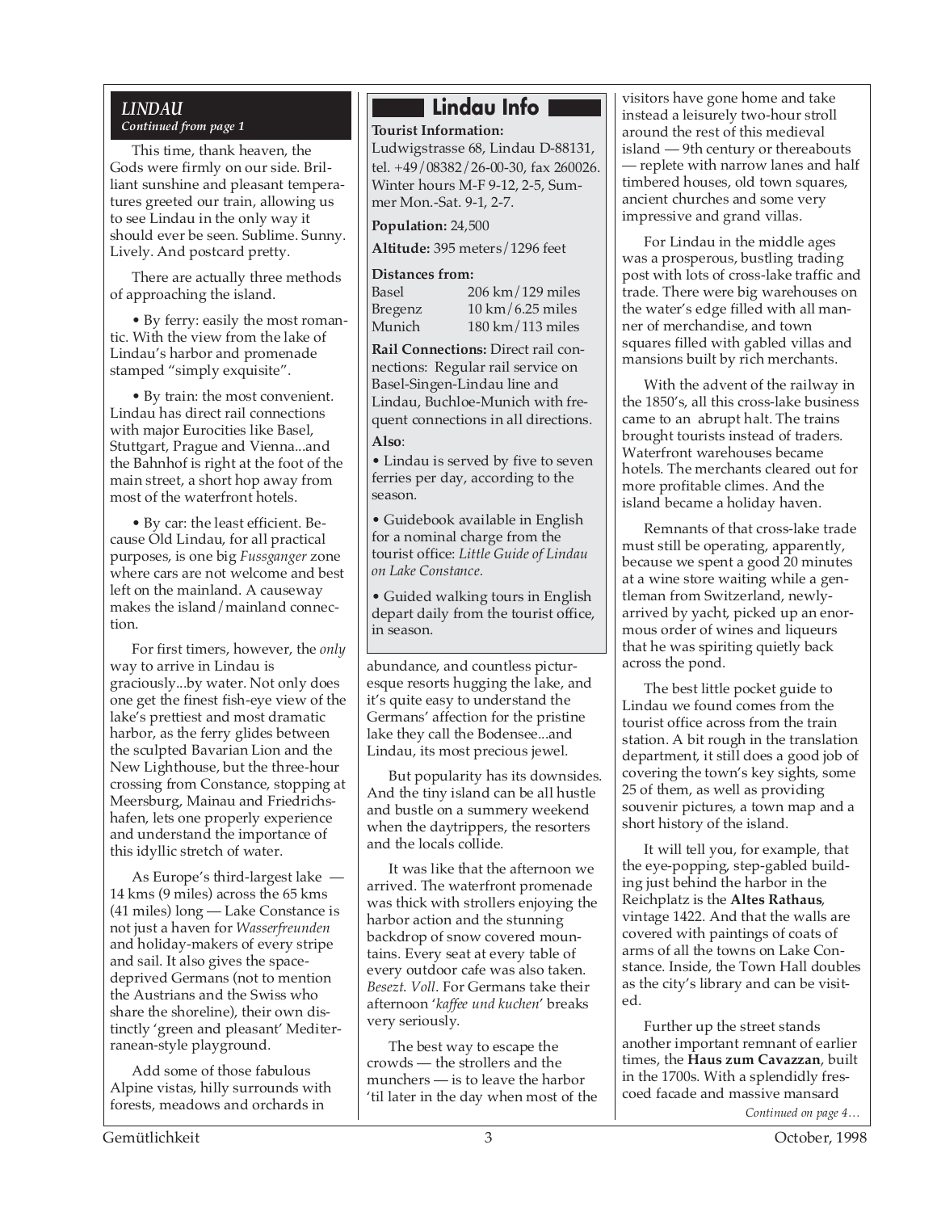## LINDAU

*Continued from page 1*

This time, thank heaven, the Gods were firmly on our side. Brilliant sunshine and pleasant temperatures greeted our train, allowing us to see Lindau in the only way it should ever be seen. Sublime. Sunny. Lively. And postcard pretty.

There are actually three methods of approaching the island.

• By ferry: easily the most romantic. With the view from the lake of Lindau's harbor and promenade stamped "simply exquisite".

• By train: the most convenient. Lindau has direct rail connections with major Eurocities like Basel, Stuttgart, Prague and Vienna...and the Bahnhof is right at the foot of the main street, a short hop away from most of the waterfront hotels.

• By car: the least efficient. Because Old Lindau, for all practical purposes, is one big *Fussganger* zone where cars are not welcome and best left on the mainland. A causeway makes the island/mainland connection.

For first timers, however, the *only* way to arrive in Lindau is graciously...by water. Not only does one get the finest fish-eye view of the lake's prettiest and most dramatic harbor, as the ferry glides between the sculpted Bavarian Lion and the New Lighthouse, but the three-hour crossing from Constance, stopping at Meersburg, Mainau and Friedrichshafen, lets one properly experience and understand the importance of this idyllic stretch of water.

As Europe's third-largest lake — 14 kms (9 miles) across the 65 kms (41 miles) long — Lake Constance is not just a haven for *Wasserfreunden* and holiday-makers of every stripe and sail. It also gives the space-deprived Germans (not to mention the Austrians and the Swiss who share the shoreline), their own distinctly 'green and pleasant' Mediterranean-style playground.

Add some of those fabulous Alpine vistas, hilly surrounds with forests, meadows and orchards in abundance, and countless picturesque resorts hugging the lake, and it's quite easy to understand the Germans' affection for the pristine lake they call the Bodensee...and Lindau, its most precious jewel.

But popularity has its downsides. And the tiny island can be all hustle and bustle on a summery weekend when the daytrippers, the resorters and the locals collide.

It was like that the afternoon we arrived. The waterfront promenade was thick with strollers enjoying the harbor action and the stunning backdrop of snow covered mountains. Every seat at every table of every outdoor cafe was also taken. *Besezt. Voll.* For Germans take their afternoon '*kaffee und kuchen*' breaks very seriously.

The best way to escape the crowds — the strollers and the munchers — is to leave the harbor 'til later in the day when most of the visitors have gone home and take instead a leisurely two-hour stroll around the rest of this medieval island — 9th century or thereabouts — replete with narrow lanes and half timbered houses, old town squares, ancient churches and some very impressive and grand villas.

For Lindau in the middle ages was a prosperous, bustling trading post with lots of cross-lake traffic and trade. There were big warehouses on the water's edge filled with all manner of merchandise, and town squares filled with gabled villas and mansions built by rich merchants.

With the advent of the railway in the 1850's, all this cross-lake business came to an abrupt halt. The trains brought tourists instead of traders. Waterfront warehouses became hotels. The merchants cleared out for more profitable climes. And the island became a holiday haven.

Remnants of that cross-lake trade must still be operating, apparently, because we spent a good 20 minutes at a wine store waiting while a gentleman from Switzerland, newly-arrived by yacht, picked up an enormous order of wines and liqueurs that he was spiriting quietly back across the pond.

The best little pocket guide to Lindau we found comes from the tourist office across from the train station. A bit rough in the translation department, it still does a good job of covering the town's key sights, some 25 of them, as well as providing souvenir pictures, a town map and a short history of the island.

It will tell you, for example, that the eye-popping, step-gabled building just behind the harbor in the Reichplatz is the **Altes Rathaus**, vintage 1422. And that the walls are covered with paintings of coats of arms of all the towns on Lake Constance. Inside, the Town Hall doubles as the city's library and can be visited.

Further up the street stands another important remnant of earlier times, the **Haus zum Cavazzan**, built in the 1700s. With a splendidly frescoed facade and massive mansard

*Continued on page 4…*

### Lindau Info

**Tourist Information:** Ludwigstrasse 68, Lindau D-88131, tel. +49/08382/26-00-30, fax 260026. Winter hours M-F 9-12, 2-5, Summer Mon.-Sat. 9-1, 2-7.

**Population:** 24,500

**Altitude:** 395 meters/1296 feet

**Distances from:**

| | |
|---|---|
| Basel | 206 km/129 miles |
| Bregenz | 10 km/6.25 miles |
| Munich | 180 km/113 miles |

**Rail Connections:** Direct rail connections: Regular rail service on Basel-Singen-Lindau line and Lindau, Buchloe-Munich with frequent connections in all directions.

**Also**:

• Lindau is served by five to seven ferries per day, according to the season.

• Guidebook available in English for a nominal charge from the tourist office: *Little Guide of Lindau on Lake Constance.*

• Guided walking tours in English depart daily from the tourist office, in season.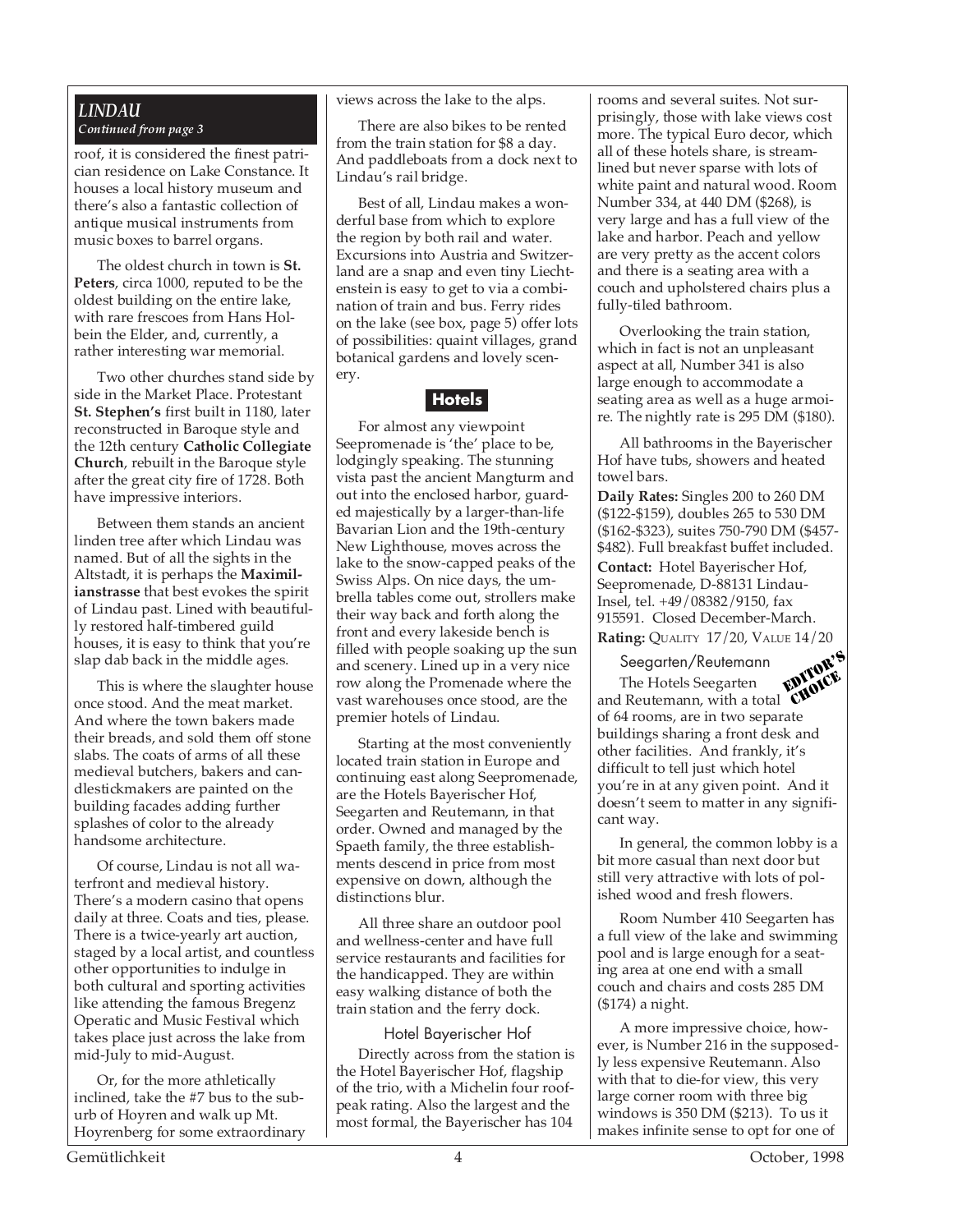## LINDAU

*Continued from page 3*

roof, it is considered the finest patrician residence on Lake Constance. It houses a local history museum and there's also a fantastic collection of antique musical instruments from music boxes to barrel organs.

The oldest church in town is **St. Peters**, circa 1000, reputed to be the oldest building on the entire lake, with rare frescoes from Hans Holbein the Elder, and, currently, a rather interesting war memorial.

Two other churches stand side by side in the Market Place. Protestant **St. Stephen's** first built in 1180, later reconstructed in Baroque style and the 12th century **Catholic Collegiate Church**, rebuilt in the Baroque style after the great city fire of 1728. Both have impressive interiors.

Between them stands an ancient linden tree after which Lindau was named. But of all the sights in the Altstadt, it is perhaps the **Maximilianstrasse** that best evokes the spirit of Lindau past. Lined with beautifully restored half-timbered guild houses, it is easy to think that you're slap dab back in the middle ages.

This is where the slaughter house once stood. And the meat market. And where the town bakers made their breads, and sold them off stone slabs. The coats of arms of all these medieval butchers, bakers and candlestickmakers are painted on the building facades adding further splashes of color to the already handsome architecture.

Of course, Lindau is not all waterfront and medieval history. There's a modern casino that opens daily at three. Coats and ties, please. There is a twice-yearly art auction, staged by a local artist, and countless other opportunities to indulge in both cultural and sporting activities like attending the famous Bregenz Operatic and Music Festival which takes place just across the lake from mid-July to mid-August.

Or, for the more athletically inclined, take the #7 bus to the suburb of Hoyren and walk up Mt. Hoyrenberg for some extraordinary views across the lake to the alps.

There are also bikes to be rented from the train station for $8 a day. And paddleboats from a dock next to Lindau's rail bridge.

Best of all, Lindau makes a wonderful base from which to explore the region by both rail and water. Excursions into Austria and Switzerland are a snap and even tiny Liechtenstein is easy to get to via a combination of train and bus. Ferry rides on the lake (see box, page 5) offer lots of possibilities: quaint villages, grand botanical gardens and lovely scenery.

### Hotels

For almost any viewpoint Seepromenade is 'the' place to be, lodgingly speaking. The stunning vista past the ancient Mangturm and out into the enclosed harbor, guarded majestically by a larger-than-life Bavarian Lion and the 19th-century New Lighthouse, moves across the lake to the snow-capped peaks of the Swiss Alps. On nice days, the umbrella tables come out, strollers make their way back and forth along the front and every lakeside bench is filled with people soaking up the sun and scenery. Lined up in a very nice row along the Promenade where the vast warehouses once stood, are the premier hotels of Lindau.

Starting at the most conveniently located train station in Europe and continuing east along Seepromenade, are the Hotels Bayerischer Hof, Seegarten and Reutemann, in that order. Owned and managed by the Spaeth family, the three establishments descend in price from most expensive on down, although the distinctions blur.

All three share an outdoor pool and wellness-center and have full service restaurants and facilities for the handicapped. They are within easy walking distance of both the train station and the ferry dock.

#### Hotel Bayerischer Hof

Directly across from the station is the Hotel Bayerischer Hof, flagship of the trio, with a Michelin four roofpeak rating. Also the largest and the most formal, the Bayerischer has 104 rooms and several suites. Not surprisingly, those with lake views cost more. The typical Euro decor, which all of these hotels share, is streamlined but never sparse with lots of white paint and natural wood. Room Number 334, at 440 DM ($268), is very large and has a full view of the lake and harbor. Peach and yellow are very pretty as the accent colors and there is a seating area with a couch and upholstered chairs plus a fully-tiled bathroom.

Overlooking the train station, which in fact is not an unpleasant aspect at all, Number 341 is also large enough to accommodate a seating area as well as a huge armoire. The nightly rate is 295 DM ($180).

All bathrooms in the Bayerischer Hof have tubs, showers and heated towel bars.

**Daily Rates:** Singles 200 to 260 DM ($122-$159), doubles 265 to 530 DM ($162-$323), suites 750-790 DM ($457-$482). Full breakfast buffet included.

**Contact:** Hotel Bayerischer Hof, Seepromenade, D-88131 Lindau-Insel, tel. +49/08382/9150, fax 915591. Closed December-March.

**Rating:** QUALITY 17/20, VALUE 14/20

#### Seegarten/Reutemann

**EDITOR'S CHOICE**

The Hotels Seegarten and Reutemann, with a total of 64 rooms, are in two separate buildings sharing a front desk and other facilities. And frankly, it's difficult to tell just which hotel you're in at any given point. And it doesn't seem to matter in any significant way.

In general, the common lobby is a bit more casual than next door but still very attractive with lots of polished wood and fresh flowers.

Room Number 410 Seegarten has a full view of the lake and swimming pool and is large enough for a seating area at one end with a small couch and chairs and costs 285 DM ($174) a night.

A more impressive choice, however, is Number 216 in the supposedly less expensive Reutemann. Also with that to die-for view, this very large corner room with three big windows is 350 DM ($213). To us it makes infinite sense to opt for one of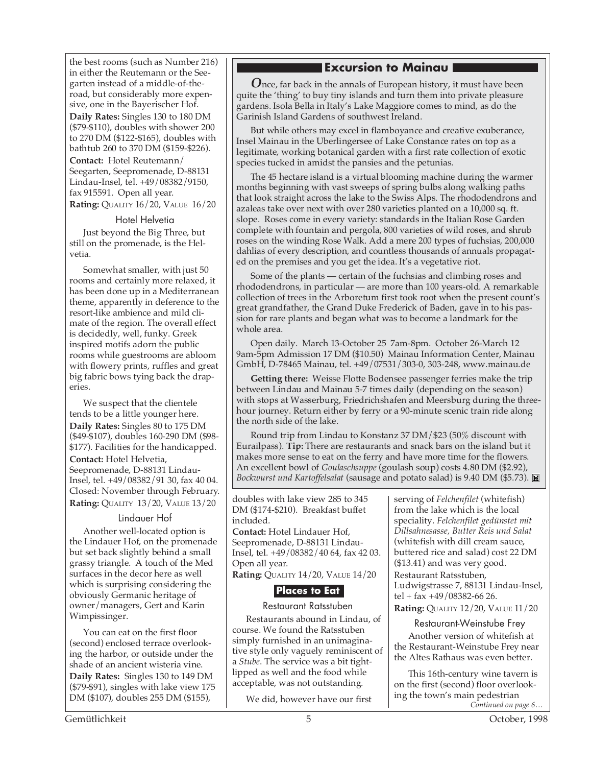the best rooms (such as Number 216) in either the Reutemann or the Seegarten instead of a middle-of-the-road, but considerably more expensive, one in the Bayerischer Hof.

**Daily Rates:** Singles 130 to 180 DM ($79-$110), doubles with shower 200 to 270 DM ($122-$165), doubles with bathtub 260 to 370 DM ($159-$226).

**Contact:** Hotel Reutemann/ Seegarten, Seepromenade, D-88131 Lindau-Insel, tel. +49/08382/9150, fax 915591. Open all year.

**Rating:** QUALITY 16/20, VALUE 16/20

### Hotel Helvetia

Just beyond the Big Three, but still on the promenade, is the Helvetia.

Somewhat smaller, with just 50 rooms and certainly more relaxed, it has been done up in a Mediterranean theme, apparently in deference to the resort-like ambience and mild climate of the region. The overall effect is decidedly, well, funky. Greek inspired motifs adorn the public rooms while guestrooms are abloom with flowery prints, ruffles and great big fabric bows tying back the draperies.

We suspect that the clientele tends to be a little younger here.

**Daily Rates:** Singles 80 to 175 DM ($49-$107), doubles 160-290 DM ($98-$177). Facilities for the handicapped.

**Contact:** Hotel Helvetia, Seepromenade, D-88131 Lindau-Insel, tel. +49/08382/91 30, fax 40 04. Closed: November through February.

**Rating:** QUALITY 13/20, VALUE 13/20

### Lindauer Hof

Another well-located option is the Lindauer Hof, on the promenade but set back slightly behind a small grassy triangle. A touch of the Med surfaces in the decor here as well which is surprising considering the obviously Germanic heritage of owner/managers, Gert and Karin Wimpissinger.

You can eat on the first floor (second) enclosed terrace overlooking the harbor, or outside under the shade of an ancient wisteria vine.

**Daily Rates:** Singles 130 to 149 DM ($79-$91), singles with lake view 175 DM ($107), doubles 255 DM ($155), doubles with lake view 285 to 345 DM ($174-$210). Breakfast buffet included.

**Contact:** Hotel Lindauer Hof, Seepromenade, D-88131 Lindau-Insel, tel. +49/08382/40 64, fax 42 03. Open all year.

**Rating:** QUALITY 14/20, VALUE 14/20

## Excursion to Mainau

*O*nce, far back in the annals of European history, it must have been quite the 'thing' to buy tiny islands and turn them into private pleasure gardens. Isola Bella in Italy's Lake Maggiore comes to mind, as do the Garinish Island Gardens of southwest Ireland.

But while others may excel in flamboyance and creative exuberance, Insel Mainau in the Uberlingersee of Lake Constance rates on top as a legitimate, working botanical garden with a first rate collection of exotic species tucked in amidst the pansies and the petunias.

The 45 hectare island is a virtual blooming machine during the warmer months beginning with vast sweeps of spring bulbs along walking paths that look straight across the lake to the Swiss Alps. The rhododendrons and azaleas take over next with over 280 varieties planted on a 10,000 sq. ft. slope. Roses come in every variety: standards in the Italian Rose Garden complete with fountain and pergola, 800 varieties of wild roses, and shrub roses on the winding Rose Walk. Add a mere 200 types of fuchsias, 200,000 dahlias of every description, and countless thousands of annuals propagated on the premises and you get the idea. It's a vegetative riot.

Some of the plants — certain of the fuchsias and climbing roses and rhododendrons, in particular — are more than 100 years-old. A remarkable collection of trees in the Arboretum first took root when the present count's great grandfather, the Grand Duke Frederick of Baden, gave in to his passion for rare plants and began what was to become a landmark for the whole area.

Open daily. March 13-October 25 7am-8pm. October 26-March 12 9am-5pm Admission 17 DM ($10.50) Mainau Information Center, Mainau GmbH, D-78465 Mainau, tel. +49/07531/303-0, 303-248, www.mainau.de

**Getting there:** Weisse Flotte Bodensee passenger ferries make the trip between Lindau and Mainau 5-7 times daily (depending on the season) with stops at Wasserburg, Friedrichshafen and Meersburg during the three-hour journey. Return either by ferry or a 90-minute scenic train ride along the north side of the lake.

Round trip from Lindau to Konstanz 37 DM/$23 (50% discount with Eurailpass). **Tip:** There are restaurants and snack bars on the island but it makes more sense to eat on the ferry and have more time for the flowers. An excellent bowl of *Goulaschsuppe* (goulash soup) costs 4.80 DM ($2.92), *Bockwurst und Kartoffelsalat* (sausage and potato salad) is 9.40 DM ($5.73).

## Places to Eat

### Restaurant Ratsstuben

Restaurants abound in Lindau, of course. We found the Ratsstuben simply furnished in an unimaginative style only vaguely reminiscent of a *Stube*. The service was a bit tight-lipped as well and the food while acceptable, was not outstanding.

We did, however have our first serving of *Felchenfilet* (whitefish) from the lake which is the local speciality. *Felchenfilet gedünstet mit Dillsahnesasse, Butter Reis und Salat* (whitefish with dill cream sauce, buttered rice and salad) cost 22 DM ($13.41) and was very good.

Restaurant Ratsstuben, Ludwigstrasse 7, 88131 Lindau-Insel, tel + fax +49/08382-66 26.

**Rating:** QUALITY 12/20, VALUE 11/20

### Restaurant-Weinstube Frey

Another version of whitefish at the Restaurant-Weinstube Frey near the Altes Rathaus was even better.

This 16th-century wine tavern is on the first (second) floor overlooking the town's main pedestrian

*Continued on page 6…*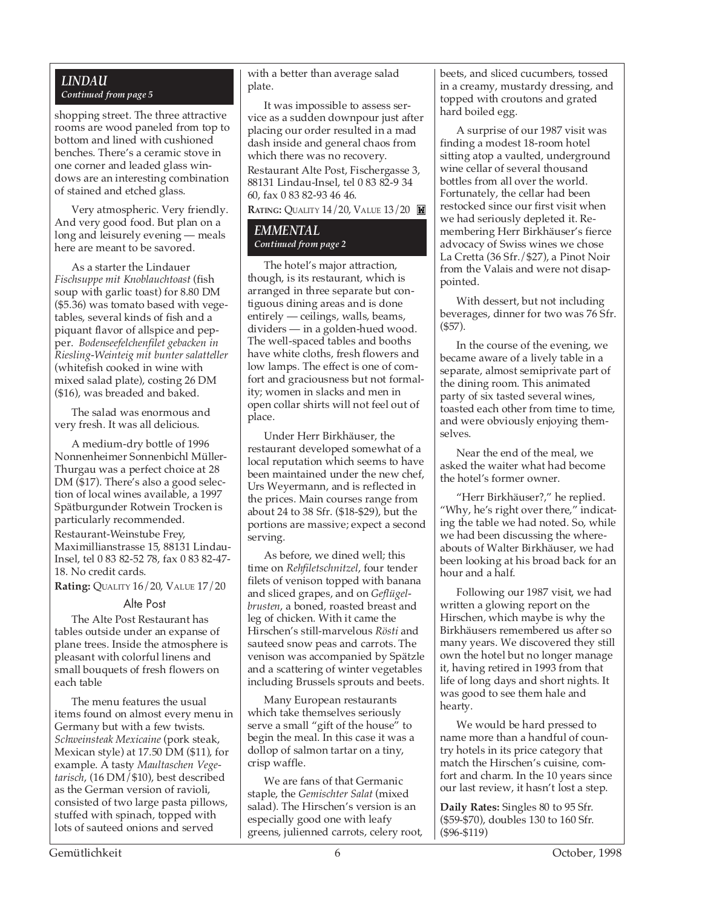## *LINDAU*
*Continued from page 5*

shopping street. The three attractive rooms are wood paneled from top to bottom and lined with cushioned benches. There's a ceramic stove in one corner and leaded glass windows are an interesting combination of stained and etched glass.

Very atmospheric. Very friendly. And very good food. But plan on a long and leisurely evening — meals here are meant to be savored.

As a starter the Lindauer *Fischsuppe mit Knoblauchtoast* (fish soup with garlic toast) for 8.80 DM ($5.36) was tomato based with vegetables, several kinds of fish and a piquant flavor of allspice and pepper. *Bodenseefelchenfilet gebacken in Riesling-Weinteig mit bunter salatteller* (whitefish cooked in wine with mixed salad plate), costing 26 DM ($16), was breaded and baked.

The salad was enormous and very fresh. It was all delicious.

A medium-dry bottle of 1996 Nonnenheimer Sonnenbichl Müller-Thurgau was a perfect choice at 28 DM ($17). There's also a good selection of local wines available, a 1997 Spätburgunder Rotwein Trocken is particularly recommended.

Restaurant-Weinstube Frey, Maximillianstrasse 15, 88131 Lindau-Insel, tel 0 83 82-52 78, fax 0 83 82-47-18. No credit cards.

**Rating:** QUALITY 16/20, VALUE 17/20

### Alte Post

The Alte Post Restaurant has tables outside under an expanse of plane trees. Inside the atmosphere is pleasant with colorful linens and small bouquets of fresh flowers on each table

The menu features the usual items found on almost every menu in Germany but with a few twists. *Schweinsteak Mexicaine* (pork steak, Mexican style) at 17.50 DM ($11), for example. A tasty *Maultaschen Vegetarisch*, (16 DM/$10), best described as the German version of ravioli, consisted of two large pasta pillows, stuffed with spinach, topped with lots of sauteed onions and served with a better than average salad plate.

It was impossible to assess service as a sudden downpour just after placing our order resulted in a mad dash inside and general chaos from which there was no recovery.

Restaurant Alte Post, Fischergasse 3, 88131 Lindau-Insel, tel 0 83 82-9 34 60, fax 0 83 82-93 46 46.

**RATING:** QUALITY 14/20, VALUE 13/20

## *EMMENTAL*
*Continued from page 2*

The hotel's major attraction, though, is its restaurant, which is arranged in three separate but contiguous dining areas and is done entirely — ceilings, walls, beams, dividers — in a golden-hued wood. The well-spaced tables and booths have white cloths, fresh flowers and low lamps. The effect is one of comfort and graciousness but not formality; women in slacks and men in open collar shirts will not feel out of place.

Under Herr Birkhäuser, the restaurant developed somewhat of a local reputation which seems to have been maintained under the new chef, Urs Weyermann, and is reflected in the prices. Main courses range from about 24 to 38 Sfr. ($18-$29), but the portions are massive; expect a second serving.

As before, we dined well; this time on *Rehfiletschnitzel*, four tender filets of venison topped with banana and sliced grapes, and on *Geflügelbrusten*, a boned, roasted breast and leg of chicken. With it came the Hirschen's still-marvelous *Rösti* and sauteed snow peas and carrots. The venison was accompanied by Spätzle and a scattering of winter vegetables including Brussels sprouts and beets.

Many European restaurants which take themselves seriously serve a small "gift of the house" to begin the meal. In this case it was a dollop of salmon tartar on a tiny, crisp waffle.

We are fans of that Germanic staple, the *Gemischter Salat* (mixed salad). The Hirschen's version is an especially good one with leafy greens, julienned carrots, celery root, beets, and sliced cucumbers, tossed in a creamy, mustardy dressing, and topped with croutons and grated hard boiled egg.

A surprise of our 1987 visit was finding a modest 18-room hotel sitting atop a vaulted, underground wine cellar of several thousand bottles from all over the world. Fortunately, the cellar had been restocked since our first visit when we had seriously depleted it. Remembering Herr Birkhäuser's fierce advocacy of Swiss wines we chose La Cretta (36 Sfr./$27), a Pinot Noir from the Valais and were not disappointed.

With dessert, but not including beverages, dinner for two was 76 Sfr. ($57).

In the course of the evening, we became aware of a lively table in a separate, almost semiprivate part of the dining room. This animated party of six tasted several wines, toasted each other from time to time, and were obviously enjoying themselves.

Near the end of the meal, we asked the waiter what had become the hotel's former owner.

"Herr Birkhäuser?," he replied. "Why, he's right over there," indicating the table we had noted. So, while we had been discussing the whereabouts of Walter Birkhäuser, we had been looking at his broad back for an hour and a half.

Following our 1987 visit, we had written a glowing report on the Hirschen, which maybe is why the Birkhäusers remembered us after so many years. We discovered they still own the hotel but no longer manage it, having retired in 1993 from that life of long days and short nights. It was good to see them hale and hearty.

We would be hard pressed to name more than a handful of country hotels in its price category that match the Hirschen's cuisine, comfort and charm. In the 10 years since our last review, it hasn't lost a step.

**Daily Rates:** Singles 80 to 95 Sfr. ($59-$70), doubles 130 to 160 Sfr. ($96-$119)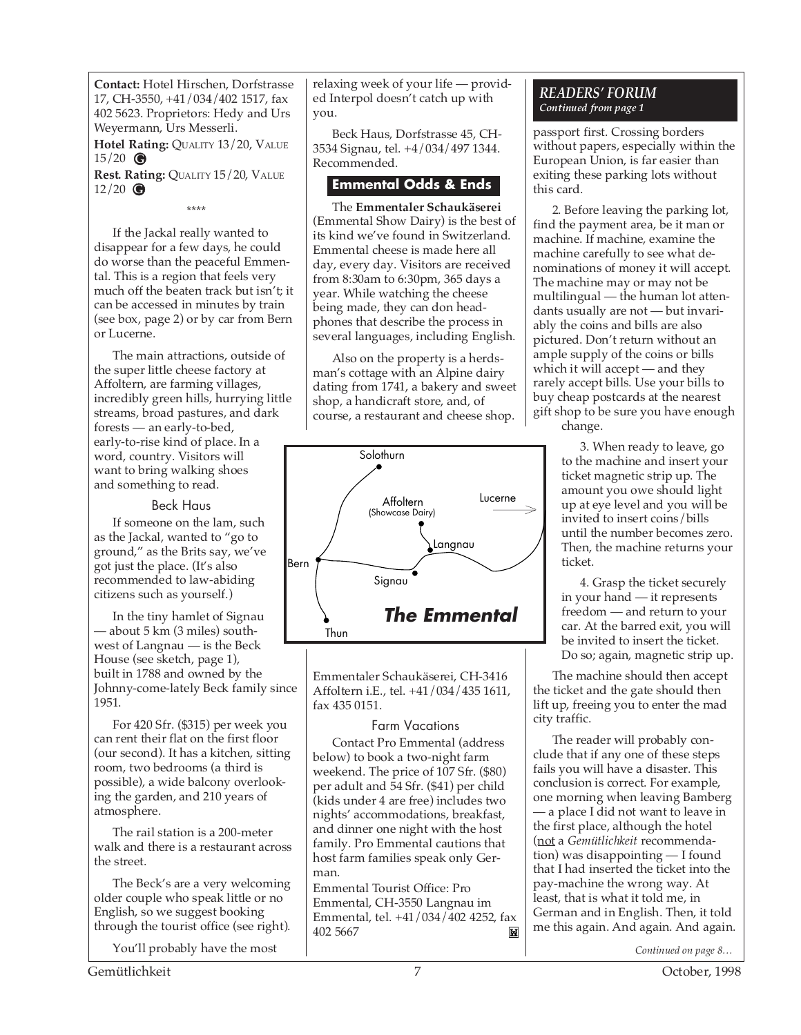**Contact:** Hotel Hirschen, Dorfstrasse 17, CH-3550, +41/034/402 1517, fax 402 5623. Proprietors: Hedy and Urs Weyermann, Urs Messerli.

**Hotel Rating:** QUALITY 13/20, VALUE 15/20 G

**Rest. Rating:** QUALITY 15/20, VALUE 12/20 G

\*\*\*\*

If the Jackal really wanted to disappear for a few days, he could do worse than the peaceful Emmental. This is a region that feels very much off the beaten track but isn't; it can be accessed in minutes by train (see box, page 2) or by car from Bern or Lucerne.

The main attractions, outside of the super little cheese factory at Affoltern, are farming villages, incredibly green hills, hurrying little streams, broad pastures, and dark forests — an early-to-bed, early-to-rise kind of place. In a word, country. Visitors will want to bring walking shoes and something to read.

### Beck Haus

If someone on the lam, such as the Jackal, wanted to "go to ground," as the Brits say, we've got just the place. (It's also recommended to law-abiding citizens such as yourself.)

In the tiny hamlet of Signau — about 5 km (3 miles) southwest of Langnau — is the Beck House (see sketch, page 1), built in 1788 and owned by the Johnny-come-lately Beck family since 1951.

For 420 Sfr. ($315) per week you can rent their flat on the first floor (our second). It has a kitchen, sitting room, two bedrooms (a third is possible), a wide balcony overlooking the garden, and 210 years of atmosphere.

The rail station is a 200-meter walk and there is a restaurant across the street.

The Beck's are a very welcoming older couple who speak little or no English, so we suggest booking through the tourist office (see right).

You'll probably have the most relaxing week of your life — provided Interpol doesn't catch up with you.

Beck Haus, Dorfstrasse 45, CH-3534 Signau, tel. +4/034/497 1344. Recommended.

## Emmental Odds & Ends

The **Emmentaler Schaukäserei** (Emmental Show Dairy) is the best of its kind we've found in Switzerland. Emmental cheese is made here all day, every day. Visitors are received from 8:30am to 6:30pm, 365 days a year. While watching the cheese being made, they can don headphones that describe the process in several languages, including English.

Also on the property is a herdsman's cottage with an Alpine dairy dating from 1741, a bakery and sweet shop, a handicraft store, and, of course, a restaurant and cheese shop.

*[Map: The Emmental — Solothurn, Affoltern (Showcase Dairy), Lucerne, Langnau, Bern, Signau, Thun]*

Emmentaler Schaukäserei, CH-3416 Affoltern i.E., tel. +41/034/435 1611, fax 435 0151.

### Farm Vacations

Contact Pro Emmental (address below) to book a two-night farm weekend. The price of 107 Sfr. ($80) per adult and 54 Sfr. ($41) per child (kids under 4 are free) includes two nights' accommodations, breakfast, and dinner one night with the host family. Pro Emmental cautions that host farm families speak only German.

Emmental Tourist Office: Pro Emmental, CH-3550 Langnau im Emmental, tel. +41/034/402 4252, fax 402 5667

## READERS' FORUM
*Continued from page 1*

passport first. Crossing borders without papers, especially within the European Union, is far easier than exiting these parking lots without this card.

2. Before leaving the parking lot, find the payment area, be it man or machine. If machine, examine the machine carefully to see what denominations of money it will accept. The machine may or may not be multilingual — the human lot attendants usually are not — but invariably the coins and bills are also pictured. Don't return without an ample supply of the coins or bills which it will accept — and they rarely accept bills. Use your bills to buy cheap postcards at the nearest gift shop to be sure you have enough change.

3. When ready to leave, go to the machine and insert your ticket magnetic strip up. The amount you owe should light up at eye level and you will be invited to insert coins/bills until the number becomes zero. Then, the machine returns your ticket.

4. Grasp the ticket securely in your hand — it represents freedom — and return to your car. At the barred exit, you will be invited to insert the ticket. Do so; again, magnetic strip up.

The machine should then accept the ticket and the gate should then lift up, freeing you to enter the mad city traffic.

The reader will probably conclude that if any one of these steps fails you will have a disaster. This conclusion is correct. For example, one morning when leaving Bamberg — a place I did not want to leave in the first place, although the hotel (not a *Gemütlichkeit* recommendation) was disappointing — I found that I had inserted the ticket into the pay-machine the wrong way. At least, that is what it told me, in German and in English. Then, it told me this again. And again. And again.

*Continued on page 8…*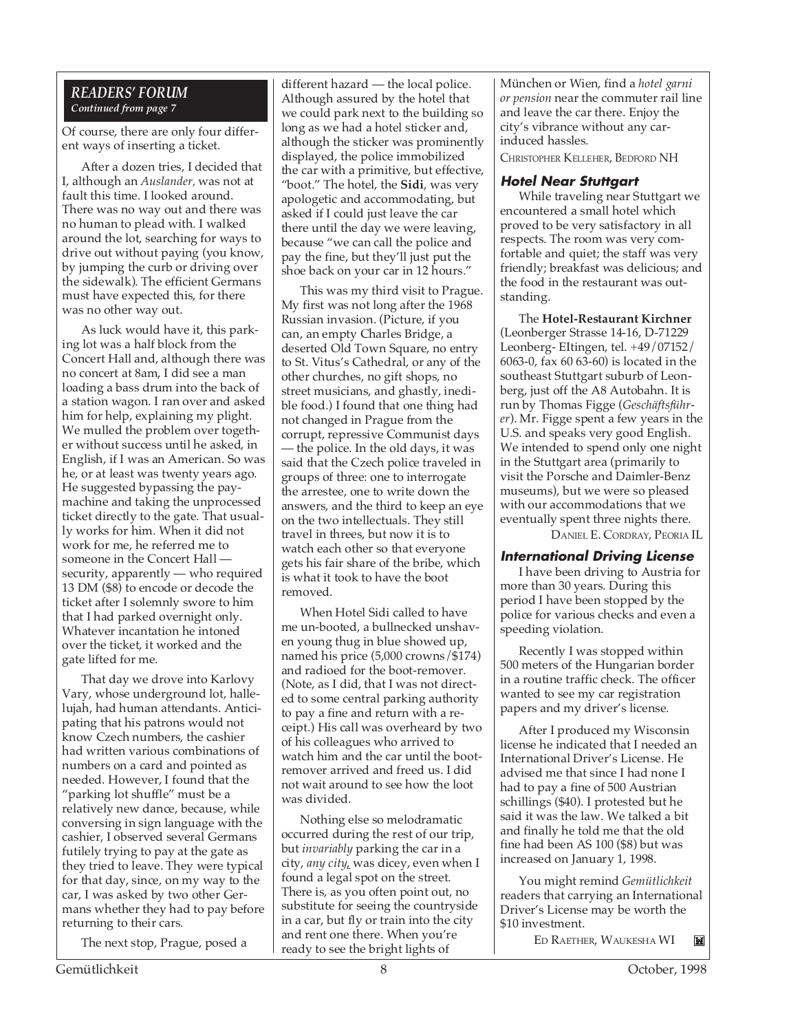## *READERS' FORUM*

*Continued from page 7*

Of course, there are only four different ways of inserting a ticket.

After a dozen tries, I decided that I, although an *Auslander*, was not at fault this time. I looked around. There was no way out and there was no human to plead with. I walked around the lot, searching for ways to drive out without paying (you know, by jumping the curb or driving over the sidewalk). The efficient Germans must have expected this, for there was no other way out.

As luck would have it, this parking lot was a half block from the Concert Hall and, although there was no concert at 8am, I did see a man loading a bass drum into the back of a station wagon. I ran over and asked him for help, explaining my plight. We mulled the problem over together without success until he asked, in English, if I was an American. So was he, or at least was twenty years ago. He suggested bypassing the pay-machine and taking the unprocessed ticket directly to the gate. That usually works for him. When it did not work for me, he referred me to someone in the Concert Hall — security, apparently — who required 13 DM ($8) to encode or decode the ticket after I solemnly swore to him that I had parked overnight only. Whatever incantation he intoned over the ticket, it worked and the gate lifted for me.

That day we drove into Karlovy Vary, whose underground lot, hallelujah, had human attendants. Anticipating that his patrons would not know Czech numbers, the cashier had written various combinations of numbers on a card and pointed as needed. However, I found that the "parking lot shuffle" must be a relatively new dance, because, while conversing in sign language with the cashier, I observed several Germans futilely trying to pay at the gate as they tried to leave. They were typical for that day, since, on my way to the car, I was asked by two other Germans whether they had to pay before returning to their cars.

The next stop, Prague, posed a different hazard — the local police. Although assured by the hotel that we could park next to the building so long as we had a hotel sticker and, although the sticker was prominently displayed, the police immobilized the car with a primitive, but effective, "boot." The hotel, the **Sidi**, was very apologetic and accommodating, but asked if I could just leave the car there until the day we were leaving, because "we can call the police and pay the fine, but they'll just put the shoe back on your car in 12 hours."

This was my third visit to Prague. My first was not long after the 1968 Russian invasion. (Picture, if you can, an empty Charles Bridge, a deserted Old Town Square, no entry to St. Vitus's Cathedral, or any of the other churches, no gift shops, no street musicians, and ghastly, inedible food.) I found that one thing had not changed in Prague from the corrupt, repressive Communist days — the police. In the old days, it was said that the Czech police traveled in groups of three: one to interrogate the arrestee, one to write down the answers, and the third to keep an eye on the two intellectuals. They still travel in threes, but now it is to watch each other so that everyone gets his fair share of the bribe, which is what it took to have the boot removed.

When Hotel Sidi called to have me un-booted, a bullnecked unshaven young thug in blue showed up, named his price (5,000 crowns/$174) and radioed for the boot-remover. (Note, as I did, that I was not directed to some central parking authority to pay a fine and return with a receipt.) His call was overheard by two of his colleagues who arrived to watch him and the car until the boot-remover arrived and freed us. I did not wait around to see how the loot was divided.

Nothing else so melodramatic occurred during the rest of our trip, but *invariably* parking the car in a city, *any city*, was dicey, even when I found a legal spot on the street. There is, as you often point out, no substitute for seeing the countryside in a car, but fly or train into the city and rent one there. When you're ready to see the bright lights of München or Wien, find a *hotel garni or pension* near the commuter rail line and leave the car there. Enjoy the city's vibrance without any car-induced hassles.

CHRISTOPHER KELLEHER, BEDFORD NH

### *Hotel Near Stuttgart*

While traveling near Stuttgart we encountered a small hotel which proved to be very satisfactory in all respects. The room was very comfortable and quiet; the staff was very friendly; breakfast was delicious; and the food in the restaurant was outstanding.

The **Hotel-Restaurant Kirchner** (Leonberger Strasse 14-16, D-71229 Leonberg- EItingen, tel. +49/07152/6063-0, fax 60 63-60) is located in the southeast Stuttgart suburb of Leonberg, just off the A8 Autobahn. It is run by Thomas Figge (*Geschäftsführer*). Mr. Figge spent a few years in the U.S. and speaks very good English. We intended to spend only one night in the Stuttgart area (primarily to visit the Porsche and Daimler-Benz museums), but we were so pleased with our accommodations that we eventually spent three nights there.

DANIEL E. CORDRAY, PEORIA IL

### *International Driving License*

I have been driving to Austria for more than 30 years. During this period I have been stopped by the police for various checks and even a speeding violation.

Recently I was stopped within 500 meters of the Hungarian border in a routine traffic check. The officer wanted to see my car registration papers and my driver's license.

After I produced my Wisconsin license he indicated that I needed an International Driver's License. He advised me that since I had none I had to pay a fine of 500 Austrian schillings ($40). I protested but he said it was the law. We talked a bit and finally he told me that the old fine had been AS 100 ($8) but was increased on January 1, 1998.

You might remind *Gemütlichkeit* readers that carrying an International Driver's License may be worth the $10 investment.

ED RAETHER, WAUKESHA WI